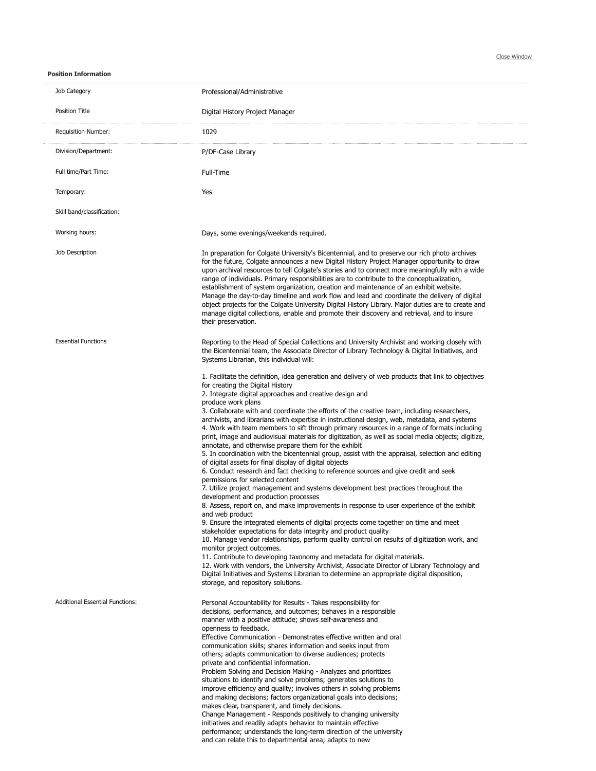## Position Information

| | |
|---|---|
| Job Category | Professional/Administrative |
| Position Title | Digital History Project Manager |
| Requisition Number: | 1029 |
| Division/Department: | P/DF-Case Library |
| Full time/Part Time: | Full-Time |
| Temporary: | Yes |
| Skill band/classification: | |
| Working hours: | Days, some evenings/weekends required. |

**Job Description**

In preparation for Colgate University's Bicentennial, and to preserve our rich photo archives for the future, Colgate announces a new Digital History Project Manager opportunity to draw upon archival resources to tell Colgate's stories and to connect more meaningfully with a wide range of individuals. Primary responsibilities are to contribute to the conceptualization, establishment of system organization, creation and maintenance of an exhibit website. Manage the day-to-day timeline and work flow and lead and coordinate the delivery of digital object projects for the Colgate University Digital History Library. Major duties are to create and manage digital collections, enable and promote their discovery and retrieval, and to insure their preservation.

**Essential Functions**

Reporting to the Head of Special Collections and University Archivist and working closely with the Bicentennial team, the Associate Director of Library Technology & Digital Initiatives, and Systems Librarian, this individual will:

1. Facilitate the definition, idea generation and delivery of web products that link to objectives for creating the Digital History
2. Integrate digital approaches and creative design and produce work plans
3. Collaborate with and coordinate the efforts of the creative team, including researchers, archivists, and librarians with expertise in instructional design, web, metadata, and systems
4. Work with team members to sift through primary resources in a range of formats including print, image and audiovisual materials for digitization, as well as social media objects; digitize, annotate, and otherwise prepare them for the exhibit
5. In coordination with the bicentennial group, assist with the appraisal, selection and editing of digital assets for final display of digital objects
6. Conduct research and fact checking to reference sources and give credit and seek permissions for selected content
7. Utilize project management and systems development best practices throughout the development and production processes
8. Assess, report on, and make improvements in response to user experience of the exhibit and web product
9. Ensure the integrated elements of digital projects come together on time and meet stakeholder expectations for data integrity and product quality
10. Manage vendor relationships, perform quality control on results of digitization work, and monitor project outcomes.
11. Contribute to developing taxonomy and metadata for digital materials.
12. Work with vendors, the University Archivist, Associate Director of Library Technology and Digital Initiatives and Systems Librarian to determine an appropriate digital disposition, storage, and repository solutions.

**Additional Essential Functions:**

Personal Accountability for Results - Takes responsibility for decisions, performance, and outcomes; behaves in a responsible manner with a positive attitude; shows self-awareness and openness to feedback.
Effective Communication - Demonstrates effective written and oral communication skills; shares information and seeks input from others; adapts communication to diverse audiences; protects private and confidential information.
Problem Solving and Decision Making - Analyzes and prioritizes situations to identify and solve problems; generates solutions to improve efficiency and quality; involves others in solving problems and making decisions; factors organizational goals into decisions; makes clear, transparent, and timely decisions.
Change Management - Responds positively to changing university initiatives and readily adapts behavior to maintain effective performance; understands the long-term direction of the university and can relate this to departmental area; adapts to new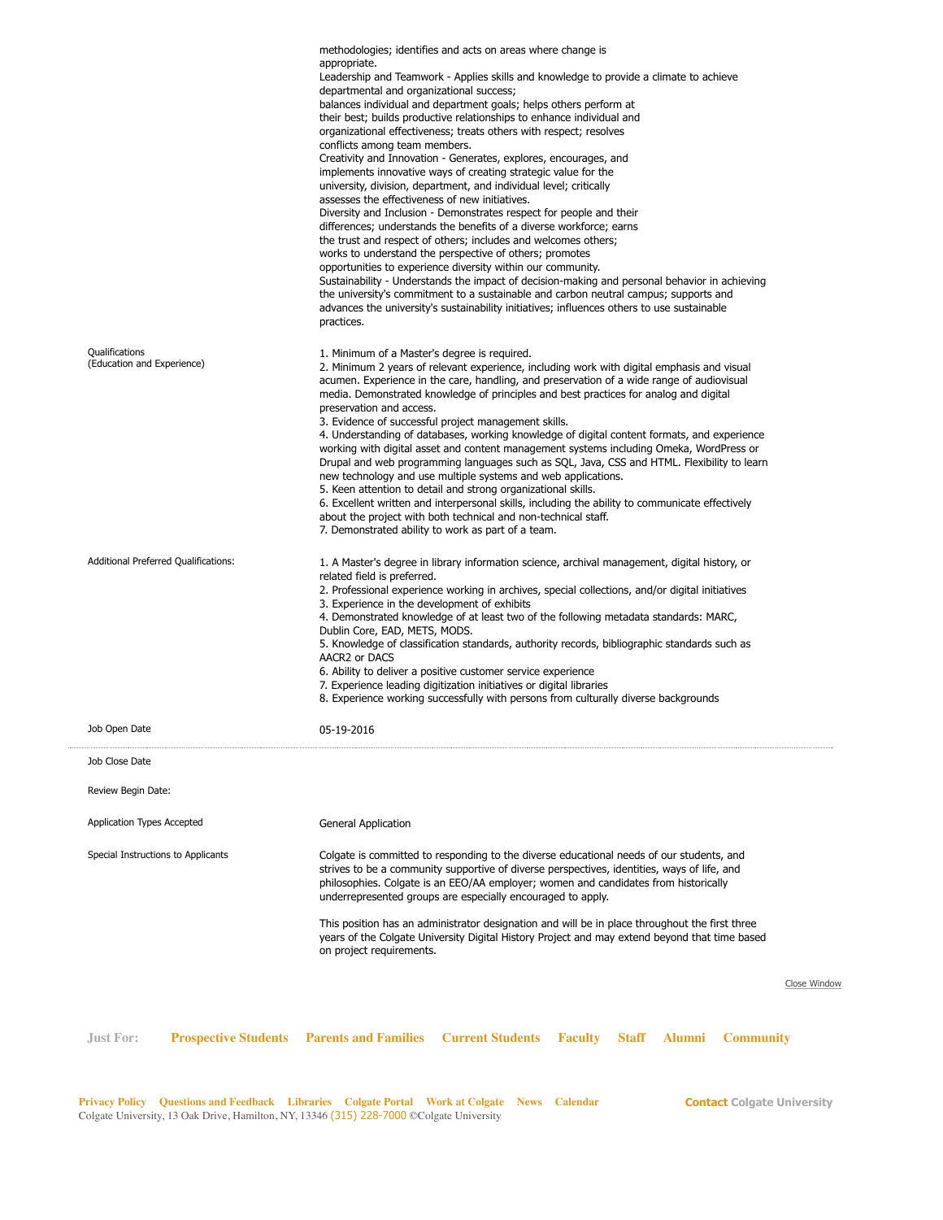methodologies; identifies and acts on areas where change is appropriate.
Leadership and Teamwork - Applies skills and knowledge to provide a climate to achieve departmental and organizational success;
balances individual and department goals; helps others perform at their best; builds productive relationships to enhance individual and organizational effectiveness; treats others with respect; resolves conflicts among team members.
Creativity and Innovation - Generates, explores, encourages, and implements innovative ways of creating strategic value for the university, division, department, and individual level; critically assesses the effectiveness of new initiatives.
Diversity and Inclusion - Demonstrates respect for people and their differences; understands the benefits of a diverse workforce; earns the trust and respect of others; includes and welcomes others; works to understand the perspective of others; promotes opportunities to experience diversity within our community.
Sustainability - Understands the impact of decision-making and personal behavior in achieving the university's commitment to a sustainable and carbon neutral campus; supports and advances the university's sustainability initiatives; influences others to use sustainable practices.

**Qualifications (Education and Experience)**

1. Minimum of a Master's degree is required.
2. Minimum 2 years of relevant experience, including work with digital emphasis and visual acumen. Experience in the care, handling, and preservation of a wide range of audiovisual media. Demonstrated knowledge of principles and best practices for analog and digital preservation and access.
3. Evidence of successful project management skills.
4. Understanding of databases, working knowledge of digital content formats, and experience working with digital asset and content management systems including Omeka, WordPress or Drupal and web programming languages such as SQL, Java, CSS and HTML. Flexibility to learn new technology and use multiple systems and web applications.
5. Keen attention to detail and strong organizational skills.
6. Excellent written and interpersonal skills, including the ability to communicate effectively about the project with both technical and non-technical staff.
7. Demonstrated ability to work as part of a team.

**Additional Preferred Qualifications:**

1. A Master's degree in library information science, archival management, digital history, or related field is preferred.
2. Professional experience working in archives, special collections, and/or digital initiatives
3. Experience in the development of exhibits
4. Demonstrated knowledge of at least two of the following metadata standards: MARC, Dublin Core, EAD, METS, MODS.
5. Knowledge of classification standards, authority records, bibliographic standards such as AACR2 or DACS
6. Ability to deliver a positive customer service experience
7. Experience leading digitization initiatives or digital libraries
8. Experience working successfully with persons from culturally diverse backgrounds

**Job Open Date:** 05-19-2016

**Job Close Date:**

**Review Begin Date:**

**Application Types Accepted:** General Application

**Special Instructions to Applicants**

Colgate is committed to responding to the diverse educational needs of our students, and strives to be a community supportive of diverse perspectives, identities, ways of life, and philosophies. Colgate is an EEO/AA employer; women and candidates from historically underrepresented groups are especially encouraged to apply.

This position has an administrator designation and will be in place throughout the first three years of the Colgate University Digital History Project and may extend beyond that time based on project requirements.

Close Window

Just For: Prospective Students | Parents and Families | Current Students | Faculty | Staff | Alumni | Community

Privacy Policy | Questions and Feedback | Libraries | Colgate Portal | Work at Colgate | News | Calendar

Contact Colgate University

Colgate University, 13 Oak Drive, Hamilton, NY, 13346 (315) 228-7000 ©Colgate University